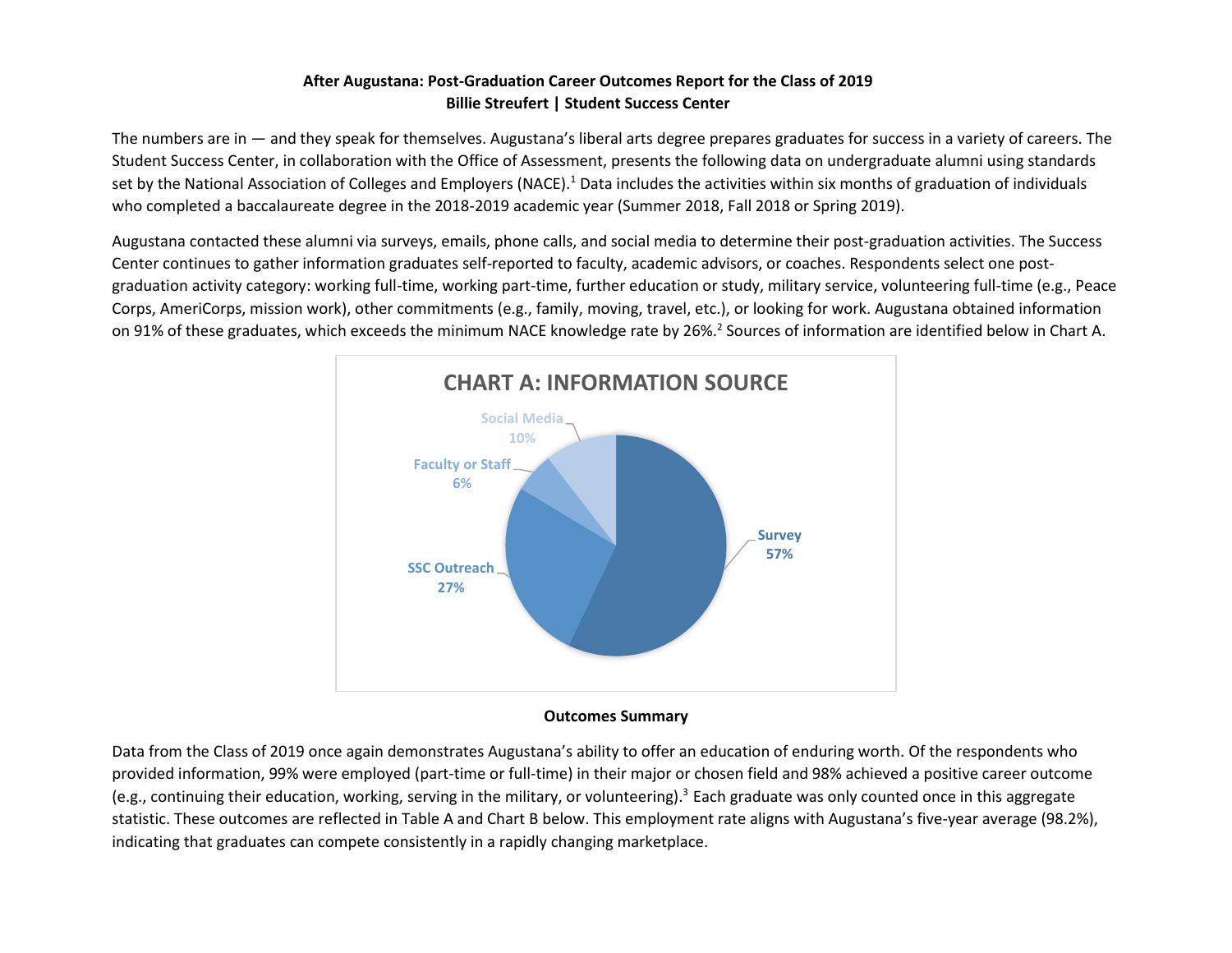**After Augustana: Post-Graduation Career Outcomes Report for the Class of 2019**
**Billie Streufert | Student Success Center**

The numbers are in — and they speak for themselves. Augustana's liberal arts degree prepares graduates for success in a variety of careers. The Student Success Center, in collaboration with the Office of Assessment, presents the following data on undergraduate alumni using standards set by the National Association of Colleges and Employers (NACE).[1] Data includes the activities within six months of graduation of individuals who completed a baccalaureate degree in the 2018-2019 academic year (Summer 2018, Fall 2018 or Spring 2019).

Augustana contacted these alumni via surveys, emails, phone calls, and social media to determine their post-graduation activities. The Success Center continues to gather information graduates self-reported to faculty, academic advisors, or coaches. Respondents select one post-graduation activity category: working full-time, working part-time, further education or study, military service, volunteering full-time (e.g., Peace Corps, AmeriCorps, mission work), other commitments (e.g., family, moving, travel, etc.), or looking for work. Augustana obtained information on 91% of these graduates, which exceeds the minimum NACE knowledge rate by 26%.[2] Sources of information are identified below in Chart A.

**CHART A: INFORMATION SOURCE**

| Source | Percentage |
|---|---|
| Survey | 57% |
| SSC Outreach | 27% |
| Faculty or Staff | 6% |
| Social Media | 10% |

**Outcomes Summary**

Data from the Class of 2019 once again demonstrates Augustana's ability to offer an education of enduring worth. Of the respondents who provided information, 99% were employed (part-time or full-time) in their major or chosen field and 98% achieved a positive career outcome (e.g., continuing their education, working, serving in the military, or volunteering).[3] Each graduate was only counted once in this aggregate statistic. These outcomes are reflected in Table A and Chart B below. This employment rate aligns with Augustana's five-year average (98.2%), indicating that graduates can compete consistently in a rapidly changing marketplace.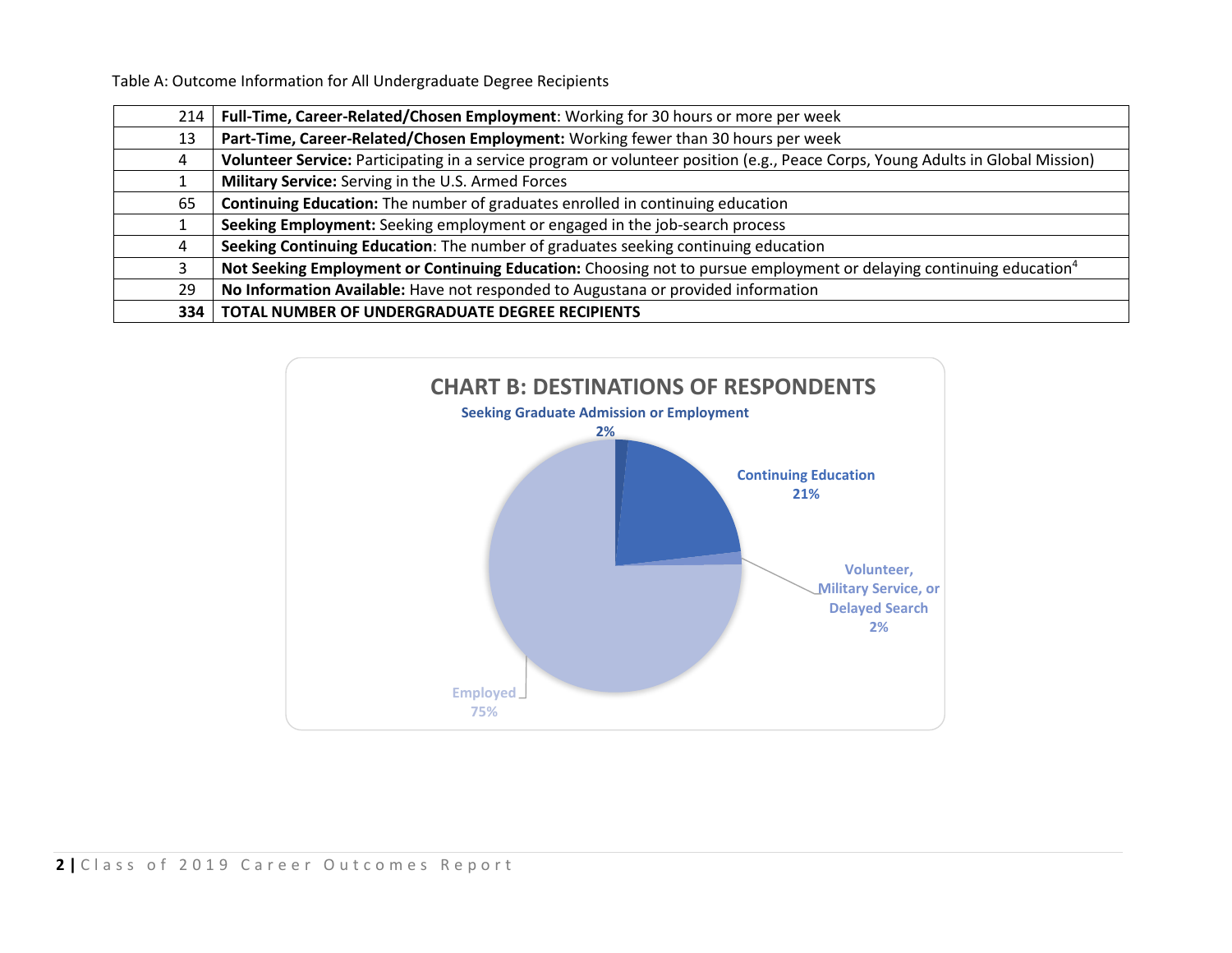Table A: Outcome Information for All Undergraduate Degree Recipients

| | |
|---|---|
| 214 | **Full-Time, Career-Related/Chosen Employment**: Working for 30 hours or more per week |
| 13 | **Part-Time, Career-Related/Chosen Employment:** Working fewer than 30 hours per week |
| 4 | **Volunteer Service:** Participating in a service program or volunteer position (e.g., Peace Corps, Young Adults in Global Mission) |
| 1 | **Military Service:** Serving in the U.S. Armed Forces |
| 65 | **Continuing Education:** The number of graduates enrolled in continuing education |
| 1 | **Seeking Employment:** Seeking employment or engaged in the job-search process |
| 4 | **Seeking Continuing Education**: The number of graduates seeking continuing education |
| 3 | **Not Seeking Employment or Continuing Education:** Choosing not to pursue employment or delaying continuing education[4] |
| 29 | **No Information Available:** Have not responded to Augustana or provided information |
| **334** | **TOTAL NUMBER OF UNDERGRADUATE DEGREE RECIPIENTS** |

**CHART B: DESTINATIONS OF RESPONDENTS**

- Seeking Graduate Admission or Employment: 2%
- Continuing Education: 21%
- Volunteer, Military Service, or Delayed Search: 2%
- Employed: 75%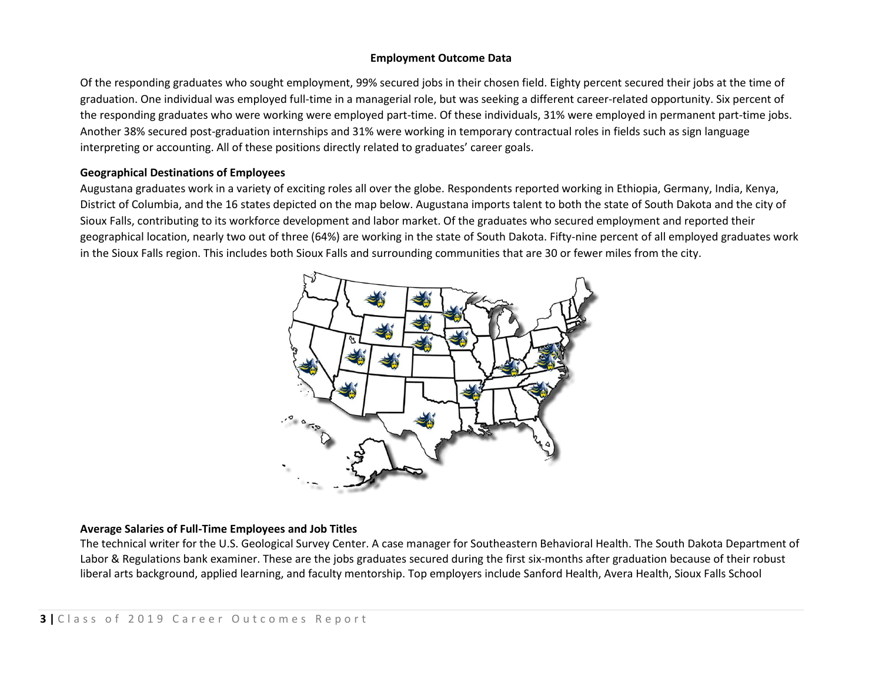## Employment Outcome Data

Of the responding graduates who sought employment, 99% secured jobs in their chosen field. Eighty percent secured their jobs at the time of graduation. One individual was employed full-time in a managerial role, but was seeking a different career-related opportunity. Six percent of the responding graduates who were working were employed part-time. Of these individuals, 31% were employed in permanent part-time jobs. Another 38% secured post-graduation internships and 31% were working in temporary contractual roles in fields such as sign language interpreting or accounting. All of these positions directly related to graduates' career goals.

### Geographical Destinations of Employees

Augustana graduates work in a variety of exciting roles all over the globe. Respondents reported working in Ethiopia, Germany, India, Kenya, District of Columbia, and the 16 states depicted on the map below. Augustana imports talent to both the state of South Dakota and the city of Sioux Falls, contributing to its workforce development and labor market. Of the graduates who secured employment and reported their geographical location, nearly two out of three (64%) are working in the state of South Dakota. Fifty-nine percent of all employed graduates work in the Sioux Falls region. This includes both Sioux Falls and surrounding communities that are 30 or fewer miles from the city.

### Average Salaries of Full-Time Employees and Job Titles

The technical writer for the U.S. Geological Survey Center. A case manager for Southeastern Behavioral Health. The South Dakota Department of Labor & Regulations bank examiner. These are the jobs graduates secured during the first six-months after graduation because of their robust liberal arts background, applied learning, and faculty mentorship. Top employers include Sanford Health, Avera Health, Sioux Falls School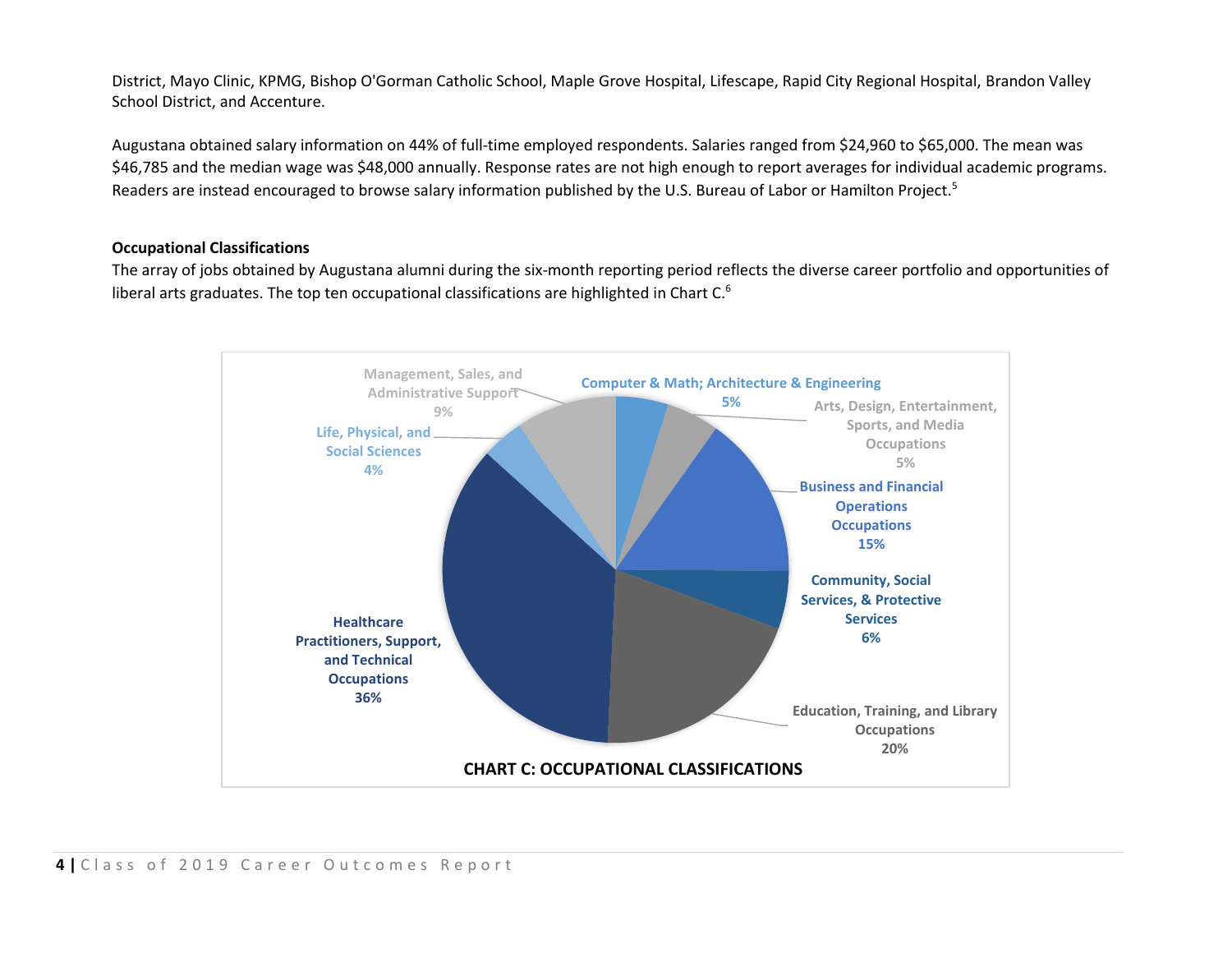District, Mayo Clinic, KPMG, Bishop O'Gorman Catholic School, Maple Grove Hospital, Lifescape, Rapid City Regional Hospital, Brandon Valley School District, and Accenture.

Augustana obtained salary information on 44% of full-time employed respondents. Salaries ranged from $24,960 to $65,000. The mean was $46,785 and the median wage was $48,000 annually. Response rates are not high enough to report averages for individual academic programs. Readers are instead encouraged to browse salary information published by the U.S. Bureau of Labor or Hamilton Project.[5]

**Occupational Classifications**

The array of jobs obtained by Augustana alumni during the six-month reporting period reflects the diverse career portfolio and opportunities of liberal arts graduates. The top ten occupational classifications are highlighted in Chart C.[6]

| Occupational Classification | Percent |
|---|---|
| Computer & Math; Architecture & Engineering | 5% |
| Arts, Design, Entertainment, Sports, and Media Occupations | 5% |
| Business and Financial Operations Occupations | 15% |
| Community, Social Services, & Protective Services | 6% |
| Education, Training, and Library Occupations | 20% |
| Healthcare Practitioners, Support, and Technical Occupations | 36% |
| Life, Physical, and Social Sciences | 4% |
| Management, Sales, and Administrative Support | 9% |

**CHART C: OCCUPATIONAL CLASSIFICATIONS**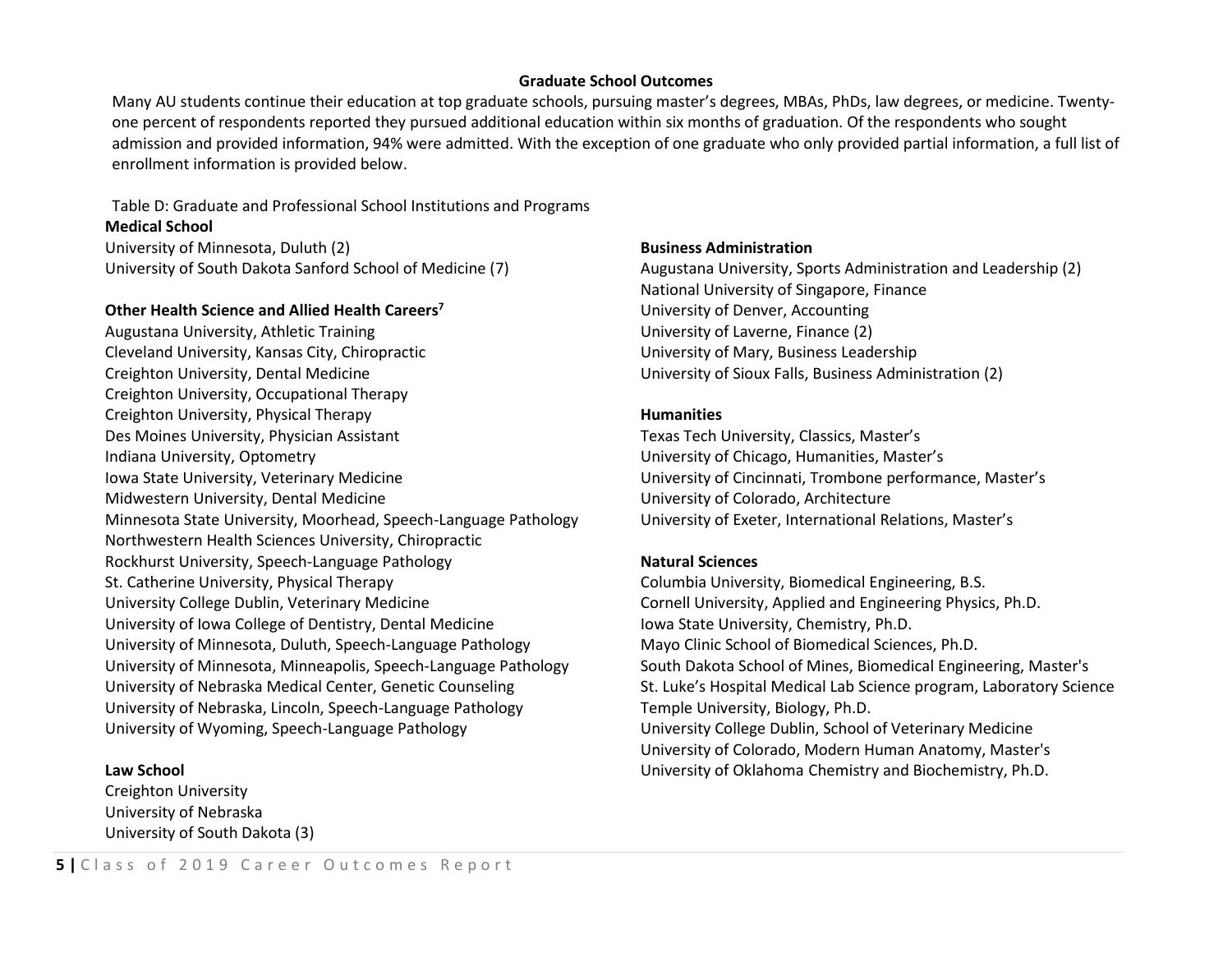## Graduate School Outcomes

Many AU students continue their education at top graduate schools, pursuing master's degrees, MBAs, PhDs, law degrees, or medicine. Twenty-one percent of respondents reported they pursued additional education within six months of graduation. Of the respondents who sought admission and provided information, 94% were admitted. With the exception of one graduate who only provided partial information, a full list of enrollment information is provided below.

Table D: Graduate and Professional School Institutions and Programs

**Medical School**

University of Minnesota, Duluth (2)
University of South Dakota Sanford School of Medicine (7)

**Other Health Science and Allied Health Careers[7]**

Augustana University, Athletic Training
Cleveland University, Kansas City, Chiropractic
Creighton University, Dental Medicine
Creighton University, Occupational Therapy
Creighton University, Physical Therapy
Des Moines University, Physician Assistant
Indiana University, Optometry
Iowa State University, Veterinary Medicine
Midwestern University, Dental Medicine
Minnesota State University, Moorhead, Speech-Language Pathology
Northwestern Health Sciences University, Chiropractic
Rockhurst University, Speech-Language Pathology
St. Catherine University, Physical Therapy
University College Dublin, Veterinary Medicine
University of Iowa College of Dentistry, Dental Medicine
University of Minnesota, Duluth, Speech-Language Pathology
University of Minnesota, Minneapolis, Speech-Language Pathology
University of Nebraska Medical Center, Genetic Counseling
University of Nebraska, Lincoln, Speech-Language Pathology
University of Wyoming, Speech-Language Pathology

**Law School**

Creighton University
University of Nebraska
University of South Dakota (3)

**Business Administration**

Augustana University, Sports Administration and Leadership (2)
National University of Singapore, Finance
University of Denver, Accounting
University of Laverne, Finance (2)
University of Mary, Business Leadership
University of Sioux Falls, Business Administration (2)

**Humanities**

Texas Tech University, Classics, Master's
University of Chicago, Humanities, Master's
University of Cincinnati, Trombone performance, Master's
University of Colorado, Architecture
University of Exeter, International Relations, Master's

**Natural Sciences**

Columbia University, Biomedical Engineering, B.S.
Cornell University, Applied and Engineering Physics, Ph.D.
Iowa State University, Chemistry, Ph.D.
Mayo Clinic School of Biomedical Sciences, Ph.D.
South Dakota School of Mines, Biomedical Engineering, Master's
St. Luke's Hospital Medical Lab Science program, Laboratory Science
Temple University, Biology, Ph.D.
University College Dublin, School of Veterinary Medicine
University of Colorado, Modern Human Anatomy, Master's
University of Oklahoma Chemistry and Biochemistry, Ph.D.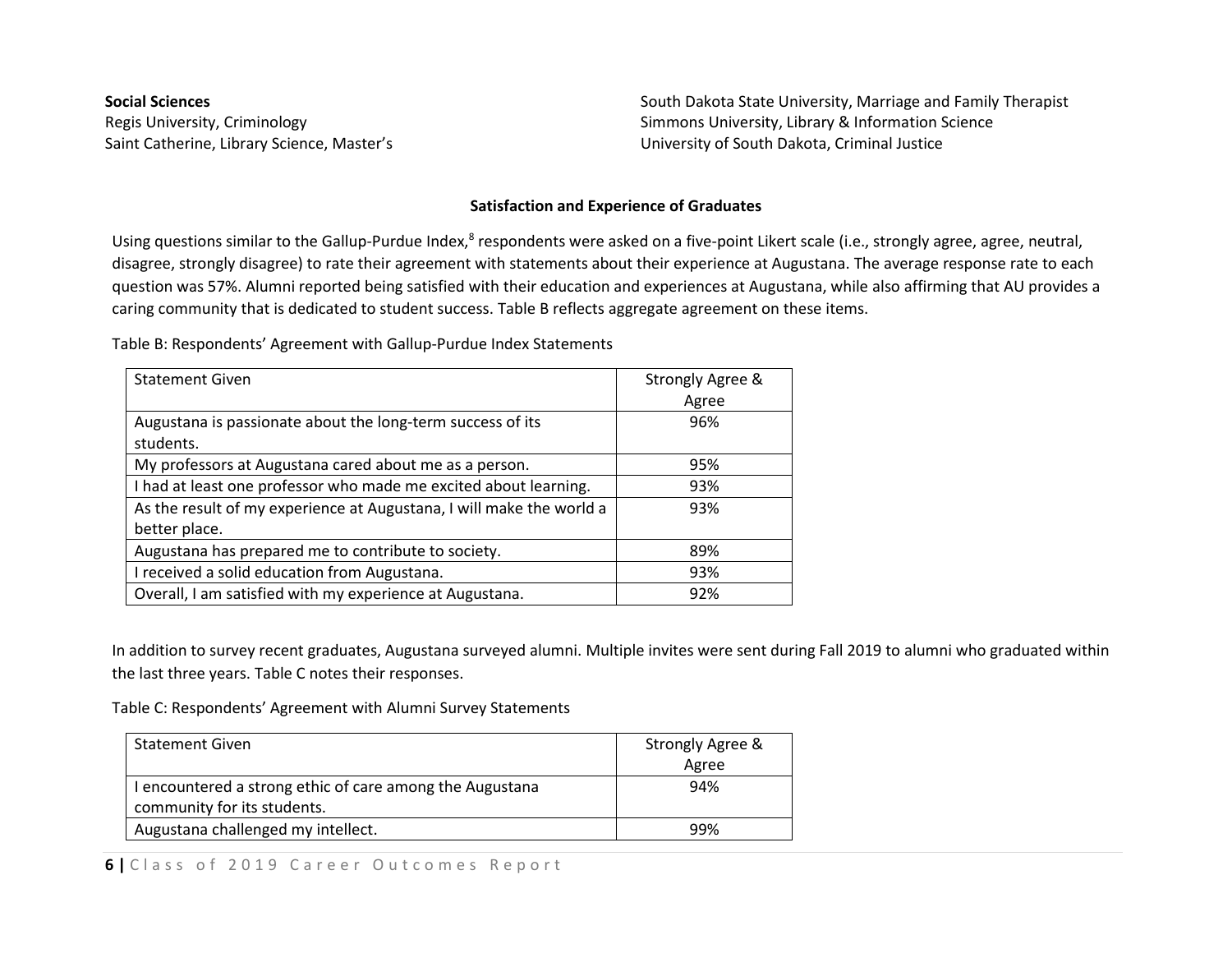**Social Sciences**

Regis University, Criminology

Saint Catherine, Library Science, Master's

South Dakota State University, Marriage and Family Therapist

Simmons University, Library & Information Science

University of South Dakota, Criminal Justice

## Satisfaction and Experience of Graduates

Using questions similar to the Gallup-Purdue Index,[8] respondents were asked on a five-point Likert scale (i.e., strongly agree, agree, neutral, disagree, strongly disagree) to rate their agreement with statements about their experience at Augustana. The average response rate to each question was 57%. Alumni reported being satisfied with their education and experiences at Augustana, while also affirming that AU provides a caring community that is dedicated to student success. Table B reflects aggregate agreement on these items.

Table B: Respondents' Agreement with Gallup-Purdue Index Statements

| Statement Given | Strongly Agree & Agree |
|---|---|
| Augustana is passionate about the long-term success of its students. | 96% |
| My professors at Augustana cared about me as a person. | 95% |
| I had at least one professor who made me excited about learning. | 93% |
| As the result of my experience at Augustana, I will make the world a better place. | 93% |
| Augustana has prepared me to contribute to society. | 89% |
| I received a solid education from Augustana. | 93% |
| Overall, I am satisfied with my experience at Augustana. | 92% |

In addition to survey recent graduates, Augustana surveyed alumni. Multiple invites were sent during Fall 2019 to alumni who graduated within the last three years. Table C notes their responses.

Table C: Respondents' Agreement with Alumni Survey Statements

| Statement Given | Strongly Agree & Agree |
|---|---|
| I encountered a strong ethic of care among the Augustana community for its students. | 94% |
| Augustana challenged my intellect. | 99% |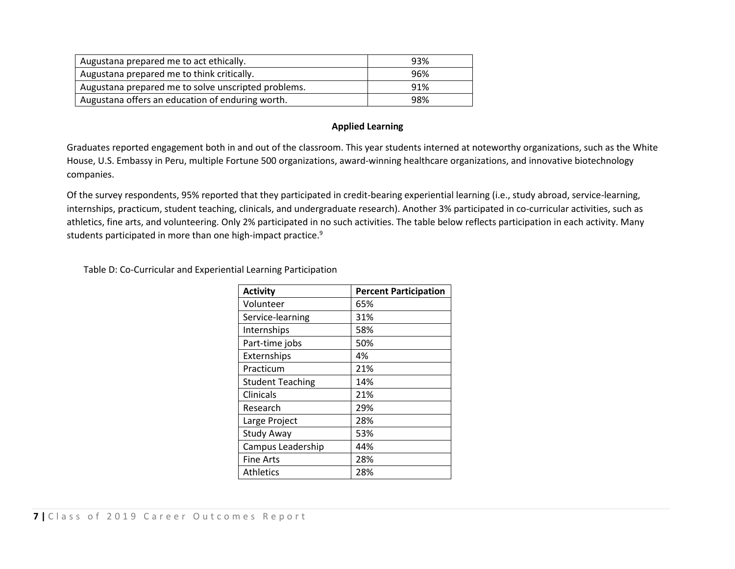| Augustana prepared me to act ethically. | 93% |
|---|---|
| Augustana prepared me to think critically. | 96% |
| Augustana prepared me to solve unscripted problems. | 91% |
| Augustana offers an education of enduring worth. | 98% |

### Applied Learning

Graduates reported engagement both in and out of the classroom. This year students interned at noteworthy organizations, such as the White House, U.S. Embassy in Peru, multiple Fortune 500 organizations, award-winning healthcare organizations, and innovative biotechnology companies.

Of the survey respondents, 95% reported that they participated in credit-bearing experiential learning (i.e., study abroad, service-learning, internships, practicum, student teaching, clinicals, and undergraduate research). Another 3% participated in co-curricular activities, such as athletics, fine arts, and volunteering. Only 2% participated in no such activities. The table below reflects participation in each activity. Many students participated in more than one high-impact practice.[9]

Table D: Co-Curricular and Experiential Learning Participation

| Activity | Percent Participation |
|---|---|
| Volunteer | 65% |
| Service-learning | 31% |
| Internships | 58% |
| Part-time jobs | 50% |
| Externships | 4% |
| Practicum | 21% |
| Student Teaching | 14% |
| Clinicals | 21% |
| Research | 29% |
| Large Project | 28% |
| Study Away | 53% |
| Campus Leadership | 44% |
| Fine Arts | 28% |
| Athletics | 28% |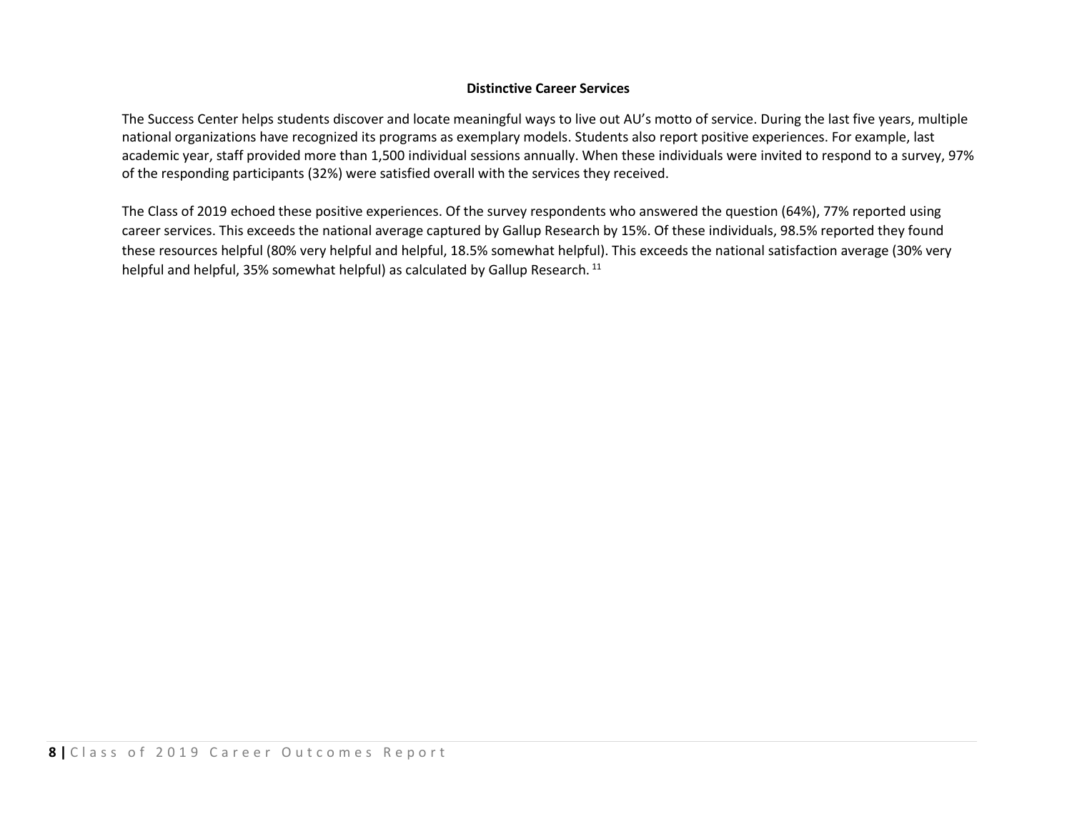### Distinctive Career Services

The Success Center helps students discover and locate meaningful ways to live out AU's motto of service. During the last five years, multiple national organizations have recognized its programs as exemplary models. Students also report positive experiences. For example, last academic year, staff provided more than 1,500 individual sessions annually. When these individuals were invited to respond to a survey, 97% of the responding participants (32%) were satisfied overall with the services they received.

The Class of 2019 echoed these positive experiences. Of the survey respondents who answered the question (64%), 77% reported using career services. This exceeds the national average captured by Gallup Research by 15%. Of these individuals, 98.5% reported they found these resources helpful (80% very helpful and helpful, 18.5% somewhat helpful). This exceeds the national satisfaction average (30% very helpful and helpful, 35% somewhat helpful) as calculated by Gallup Research. [11]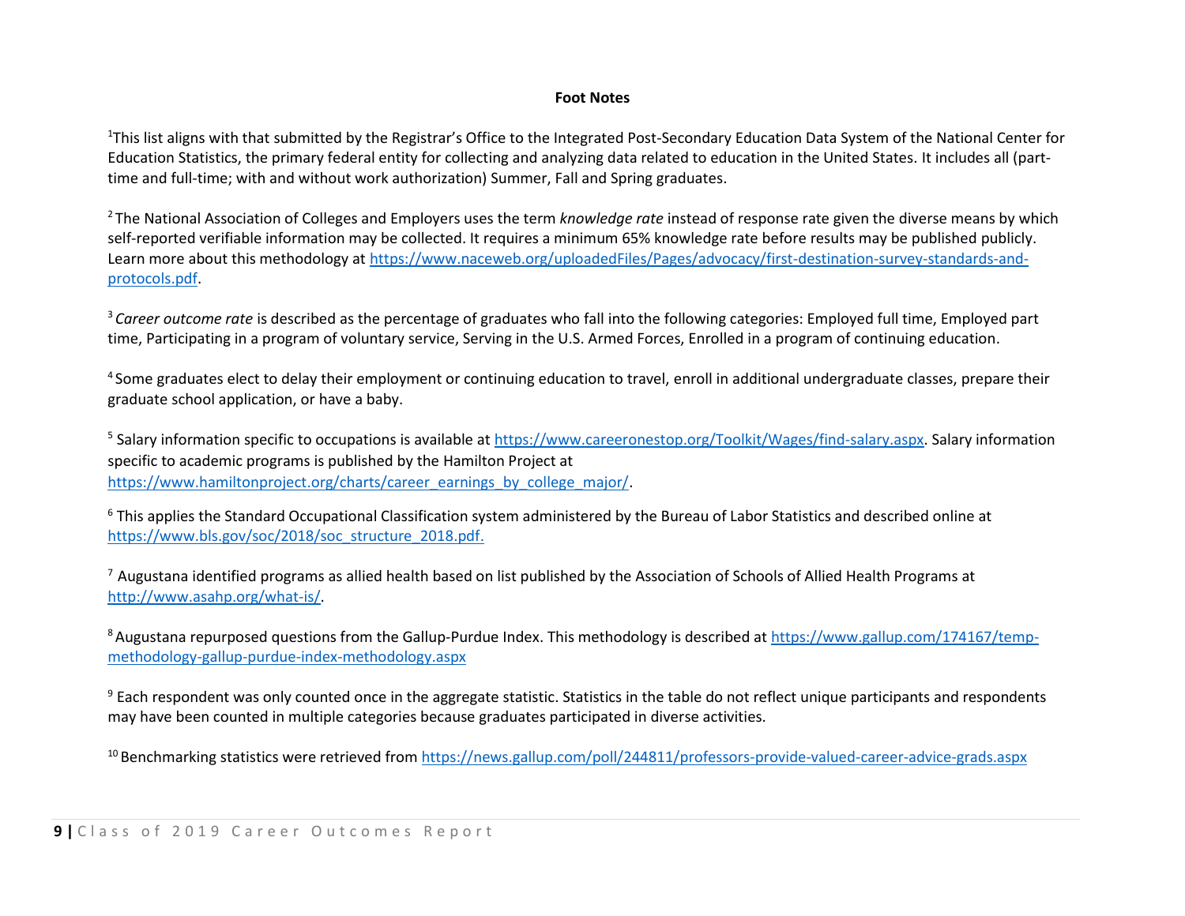**Foot Notes**

[1]This list aligns with that submitted by the Registrar's Office to the Integrated Post-Secondary Education Data System of the National Center for Education Statistics, the primary federal entity for collecting and analyzing data related to education in the United States. It includes all (part-time and full-time; with and without work authorization) Summer, Fall and Spring graduates.

[2] The National Association of Colleges and Employers uses the term *knowledge rate* instead of response rate given the diverse means by which self-reported verifiable information may be collected. It requires a minimum 65% knowledge rate before results may be published publicly. Learn more about this methodology at https://www.naceweb.org/uploadedFiles/Pages/advocacy/first-destination-survey-standards-and-protocols.pdf.

[3] *Career outcome rate* is described as the percentage of graduates who fall into the following categories: Employed full time, Employed part time, Participating in a program of voluntary service, Serving in the U.S. Armed Forces, Enrolled in a program of continuing education.

[4] Some graduates elect to delay their employment or continuing education to travel, enroll in additional undergraduate classes, prepare their graduate school application, or have a baby.

[5] Salary information specific to occupations is available at https://www.careeronestop.org/Toolkit/Wages/find-salary.aspx. Salary information specific to academic programs is published by the Hamilton Project at https://www.hamiltonproject.org/charts/career_earnings_by_college_major/.

[6] This applies the Standard Occupational Classification system administered by the Bureau of Labor Statistics and described online at https://www.bls.gov/soc/2018/soc_structure_2018.pdf.

[7] Augustana identified programs as allied health based on list published by the Association of Schools of Allied Health Programs at http://www.asahp.org/what-is/.

[8] Augustana repurposed questions from the Gallup-Purdue Index. This methodology is described at https://www.gallup.com/174167/temp-methodology-gallup-purdue-index-methodology.aspx

[9] Each respondent was only counted once in the aggregate statistic. Statistics in the table do not reflect unique participants and respondents may have been counted in multiple categories because graduates participated in diverse activities.

[10] Benchmarking statistics were retrieved from https://news.gallup.com/poll/244811/professors-provide-valued-career-advice-grads.aspx